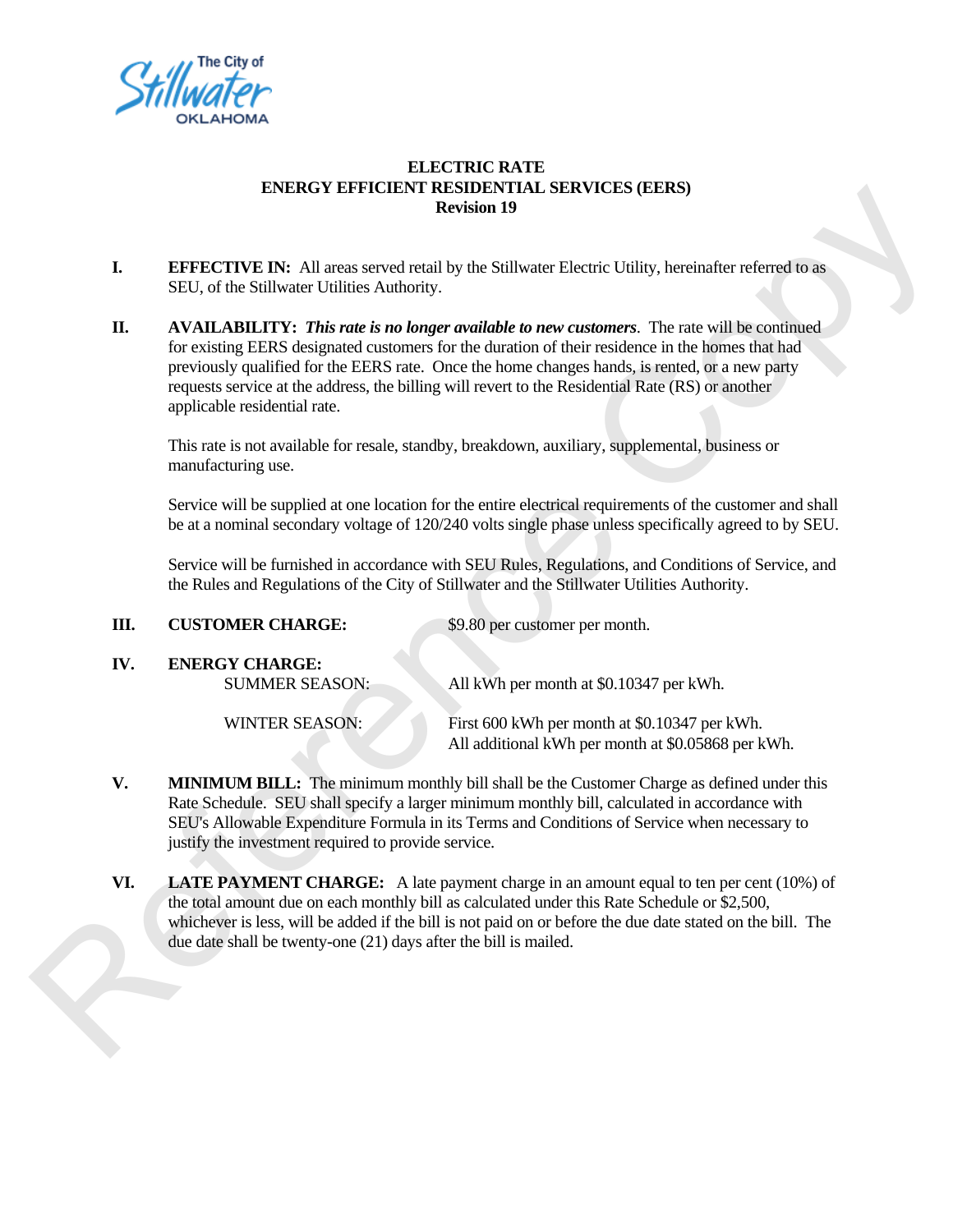**ELECTRIC RATE**
**ENERGY EFFICIENT RESIDENTIAL SERVICES (EERS)**
**Revision 19**

**I. EFFECTIVE IN:** All areas served retail by the Stillwater Electric Utility, hereinafter referred to as SEU, of the Stillwater Utilities Authority.

**II. AVAILABILITY:** ***This rate is no longer available to new customers***. The rate will be continued for existing EERS designated customers for the duration of their residence in the homes that had previously qualified for the EERS rate. Once the home changes hands, is rented, or a new party requests service at the address, the billing will revert to the Residential Rate (RS) or another applicable residential rate.

This rate is not available for resale, standby, breakdown, auxiliary, supplemental, business or manufacturing use.

Service will be supplied at one location for the entire electrical requirements of the customer and shall be at a nominal secondary voltage of 120/240 volts single phase unless specifically agreed to by SEU.

Service will be furnished in accordance with SEU Rules, Regulations, and Conditions of Service, and the Rules and Regulations of the City of Stillwater and the Stillwater Utilities Authority.

**III. CUSTOMER CHARGE:** $9.80 per customer per month.

**IV. ENERGY CHARGE:**

| | |
|---|---|
| SUMMER SEASON: | All kWh per month at $0.10347 per kWh. |
| WINTER SEASON: | First 600 kWh per month at $0.10347 per kWh.<br>All additional kWh per month at $0.05868 per kWh. |

**V. MINIMUM BILL:** The minimum monthly bill shall be the Customer Charge as defined under this Rate Schedule. SEU shall specify a larger minimum monthly bill, calculated in accordance with SEU's Allowable Expenditure Formula in its Terms and Conditions of Service when necessary to justify the investment required to provide service.

**VI. LATE PAYMENT CHARGE:** A late payment charge in an amount equal to ten per cent (10%) of the total amount due on each monthly bill as calculated under this Rate Schedule or $2,500, whichever is less, will be added if the bill is not paid on or before the due date stated on the bill. The due date shall be twenty-one (21) days after the bill is mailed.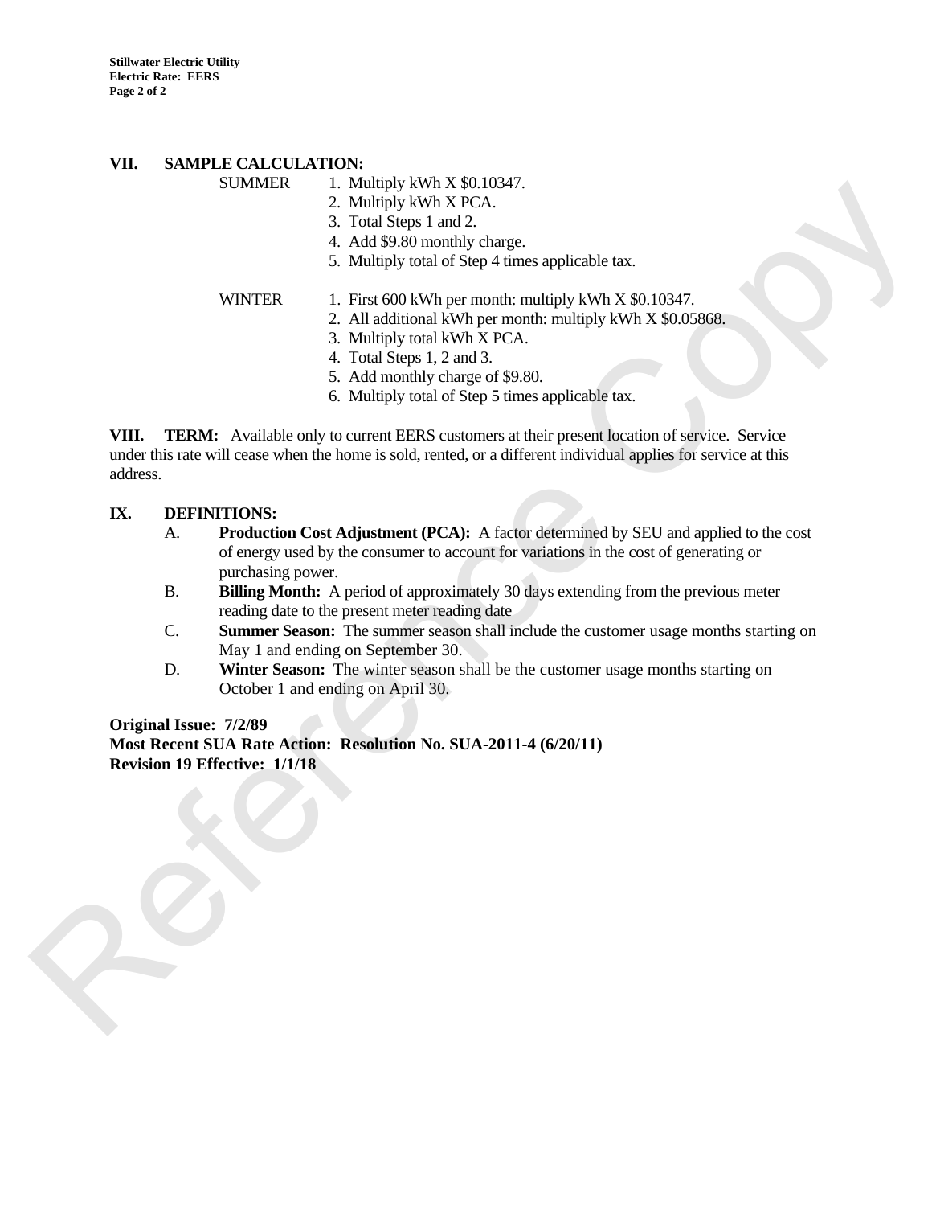**VII. SAMPLE CALCULATION:**

SUMMER

1. Multiply kWh X $0.10347.
2. Multiply kWh X PCA.
3. Total Steps 1 and 2.
4. Add $9.80 monthly charge.
5. Multiply total of Step 4 times applicable tax.

WINTER

1. First 600 kWh per month: multiply kWh X $0.10347.
2. All additional kWh per month: multiply kWh X $0.05868.
3. Multiply total kWh X PCA.
4. Total Steps 1, 2 and 3.
5. Add monthly charge of $9.80.
6. Multiply total of Step 5 times applicable tax.

**VIII. TERM:** Available only to current EERS customers at their present location of service. Service under this rate will cease when the home is sold, rented, or a different individual applies for service at this address.

**IX. DEFINITIONS:**

A. **Production Cost Adjustment (PCA):** A factor determined by SEU and applied to the cost of energy used by the consumer to account for variations in the cost of generating or purchasing power.

B. **Billing Month:** A period of approximately 30 days extending from the previous meter reading date to the present meter reading date

C. **Summer Season:** The summer season shall include the customer usage months starting on May 1 and ending on September 30.

D. **Winter Season:** The winter season shall be the customer usage months starting on October 1 and ending on April 30.

**Original Issue: 7/2/89**
**Most Recent SUA Rate Action: Resolution No. SUA-2011-4 (6/20/11)**
**Revision 19 Effective: 1/1/18**